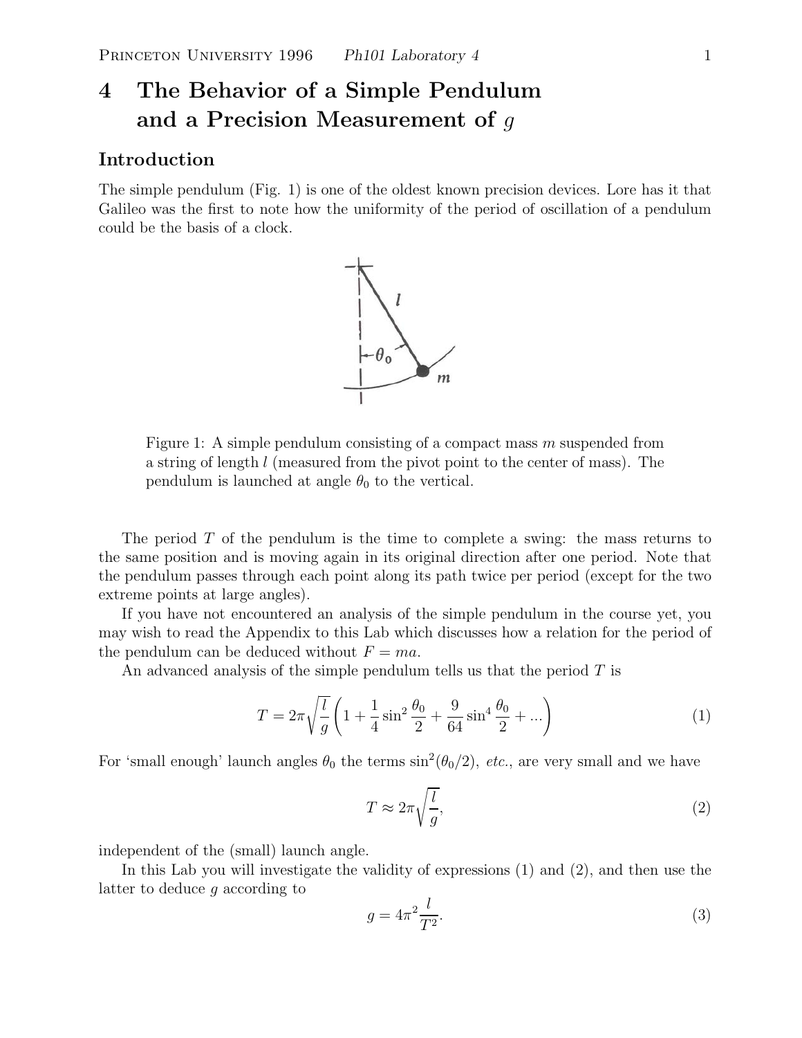# 4 The Behavior of a Simple Pendulum and a Precision Measurement of $g$

## Introduction

The simple pendulum (Fig. 1) is one of the oldest known precision devices. Lore has it that Galileo was the first to note how the uniformity of the period of oscillation of a pendulum could be the basis of a clock.

Figure 1: A simple pendulum consisting of a compact mass $m$ suspended from a string of length $l$ (measured from the pivot point to the center of mass). The pendulum is launched at angle $\theta_0$ to the vertical.

The period $T$ of the pendulum is the time to complete a swing: the mass returns to the same position and is moving again in its original direction after one period. Note that the pendulum passes through each point along its path twice per period (except for the two extreme points at large angles).

If you have not encountered an analysis of the simple pendulum in the course yet, you may wish to read the Appendix to this Lab which discusses how a relation for the period of the pendulum can be deduced without $F = ma$.

An advanced analysis of the simple pendulum tells us that the period $T$ is

$$T = 2\pi\sqrt{\frac{l}{g}}\left(1 + \frac{1}{4}\sin^2\frac{\theta_0}{2} + \frac{9}{64}\sin^4\frac{\theta_0}{2} + ...\right) \tag{1}$$

For 'small enough' launch angles $\theta_0$ the terms $\sin^2(\theta_0/2)$, *etc.*, are very small and we have

$$T \approx 2\pi\sqrt{\frac{l}{g}}, \tag{2}$$

independent of the (small) launch angle.

In this Lab you will investigate the validity of expressions (1) and (2), and then use the latter to deduce $g$ according to

$$g = 4\pi^2\frac{l}{T^2}. \tag{3}$$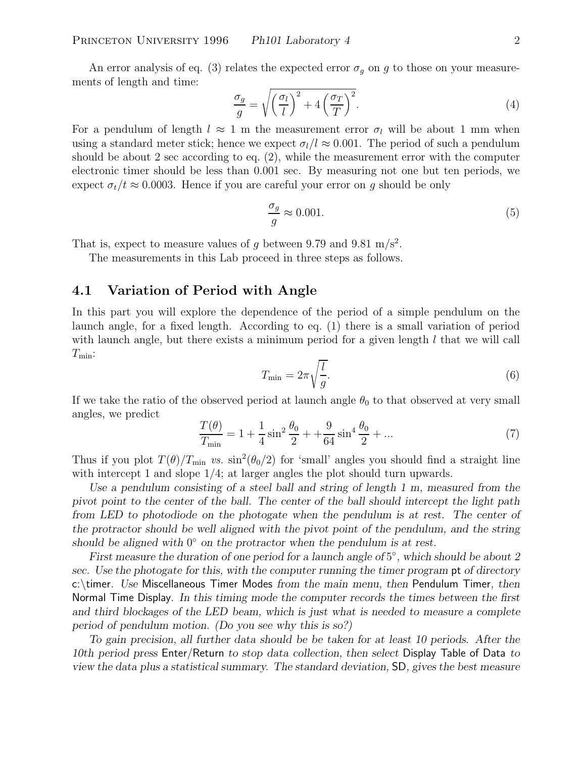An error analysis of eq. (3) relates the expected error $\sigma_g$ on $g$ to those on your measurements of length and time:

$$\frac{\sigma_g}{g} = \sqrt{\left(\frac{\sigma_l}{l}\right)^2 + 4\left(\frac{\sigma_T}{T}\right)^2}. \tag{4}$$

For a pendulum of length $l \approx 1$ m the measurement error $\sigma_l$ will be about 1 mm when using a standard meter stick; hence we expect $\sigma_l/l \approx 0.001$. The period of such a pendulum should be about 2 sec according to eq. (2), while the measurement error with the computer electronic timer should be less than 0.001 sec. By measuring not one but ten periods, we expect $\sigma_t/t \approx 0.0003$. Hence if you are careful your error on $g$ should be only

$$\frac{\sigma_g}{g} \approx 0.001. \tag{5}$$

That is, expect to measure values of $g$ between 9.79 and 9.81 m/s$^2$.

The measurements in this Lab proceed in three steps as follows.

## 4.1 Variation of Period with Angle

In this part you will explore the dependence of the period of a simple pendulum on the launch angle, for a fixed length. According to eq. (1) there is a small variation of period with launch angle, but there exists a minimum period for a given length $l$ that we will call $T_{\min}$:

$$T_{\min} = 2\pi\sqrt{\frac{l}{g}}. \tag{6}$$

If we take the ratio of the observed period at launch angle $\theta_0$ to that observed at very small angles, we predict

$$\frac{T(\theta)}{T_{\min}} = 1 + \frac{1}{4}\sin^2\frac{\theta_0}{2} + +\frac{9}{64}\sin^4\frac{\theta_0}{2} + ... \tag{7}$$

Thus if you plot $T(\theta)/T_{\min}$ *vs.* $\sin^2(\theta_0/2)$ for 'small' angles you should find a straight line with intercept 1 and slope 1/4; at larger angles the plot should turn upwards.

*Use a pendulum consisting of a steel ball and string of length 1 m, measured from the pivot point to the center of the ball. The center of the ball should intercept the light path from LED to photodiode on the photogate when the pendulum is at rest. The center of the protractor should be well aligned with the pivot point of the pendulum, and the string should be aligned with* $0°$ *on the protractor when the pendulum is at rest.*

*First measure the duration of one period for a launch angle of* $5°$*, which should be about 2 sec. Use the photogate for this, with the computer running the timer program* pt *of directory* c:\timer*. Use* Miscellaneous Timer Modes *from the main menu, then* Pendulum Timer*, then* Normal Time Display*. In this timing mode the computer records the times between the first and third blockages of the LED beam, which is just what is needed to measure a complete period of pendulum motion. (Do you see why this is so?)*

*To gain precision, all further data should be be taken for at least 10 periods. After the 10th period press* Enter/Return *to stop data collection, then select* Display Table of Data *to view the data plus a statistical summary. The standard deviation,* SD*, gives the best measure*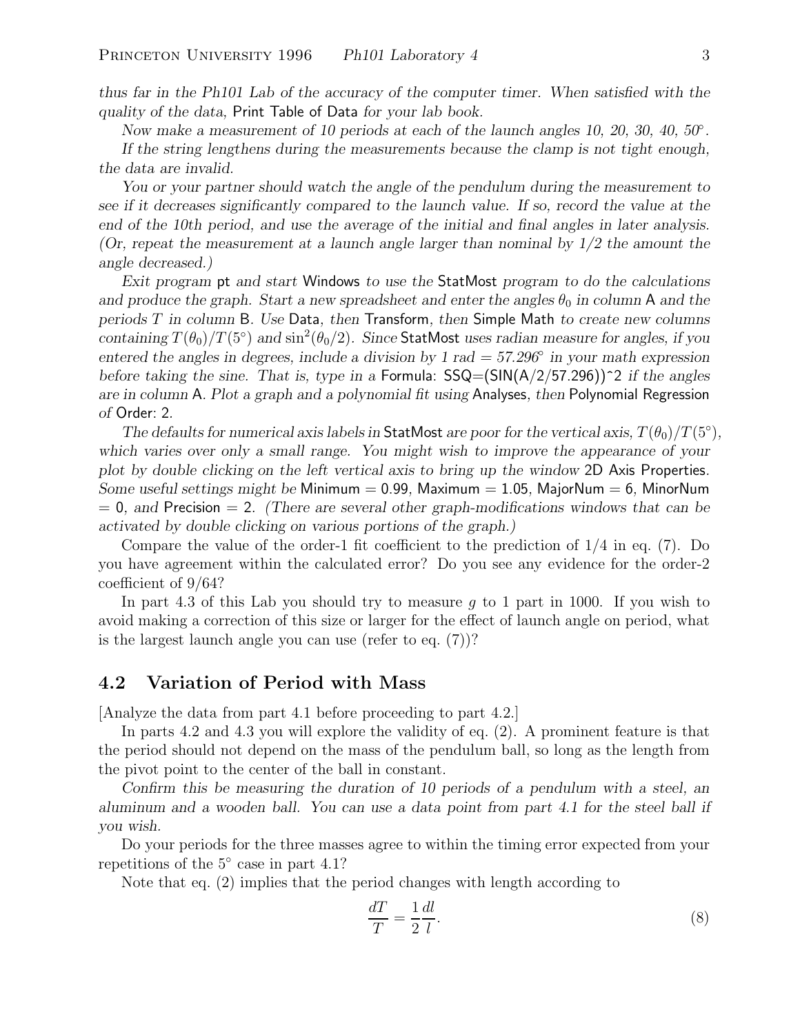*thus far in the Ph101 Lab of the accuracy of the computer timer. When satisfied with the quality of the data,* Print Table of Data *for your lab book.*

*Now make a measurement of 10 periods at each of the launch angles 10, 20, 30, 40, 50°.*

*If the string lengthens during the measurements because the clamp is not tight enough, the data are invalid.*

*You or your partner should watch the angle of the pendulum during the measurement to see if it decreases significantly compared to the launch value. If so, record the value at the end of the 10th period, and use the average of the initial and final angles in later analysis. (Or, repeat the measurement at a launch angle larger than nominal by 1/2 the amount the angle decreased.)*

*Exit program* pt *and start* Windows *to use the* StatMost *program to do the calculations and produce the graph. Start a new spreadsheet and enter the angles $\theta_0$ in column* A *and the periods $T$ in column* B*. Use* Data*, then* Transform*, then* Simple Math *to create new columns containing $T(\theta_0)/T(5^\circ)$ and $\sin^2(\theta_0/2)$. Since* StatMost *uses radian measure for angles, if you entered the angles in degrees, include a division by 1 rad = 57.296° in your math expression before taking the sine. That is, type in a* Formula: SSQ=(SIN(A/2/57.296))^2 *if the angles are in column* A*. Plot a graph and a polynomial fit using* Analyses*, then* Polynomial Regression *of* Order: 2*.*

*The defaults for numerical axis labels in* StatMost *are poor for the vertical axis, $T(\theta_0)/T(5^\circ)$, which varies over only a small range. You might wish to improve the appearance of your plot by double clicking on the left vertical axis to bring up the window* 2D Axis Properties*. Some useful settings might be* Minimum = 0.99, Maximum = 1.05, MajorNum = 6, MinorNum = 0*, and* Precision = 2*. (There are several other graph-modifications windows that can be activated by double clicking on various portions of the graph.)*

Compare the value of the order-1 fit coefficient to the prediction of 1/4 in eq. (7). Do you have agreement within the calculated error? Do you see any evidence for the order-2 coefficient of 9/64?

In part 4.3 of this Lab you should try to measure $g$ to 1 part in 1000. If you wish to avoid making a correction of this size or larger for the effect of launch angle on period, what is the largest launch angle you can use (refer to eq. (7))?

## 4.2 Variation of Period with Mass

[Analyze the data from part 4.1 before proceeding to part 4.2.]

In parts 4.2 and 4.3 you will explore the validity of eq. (2). A prominent feature is that the period should not depend on the mass of the pendulum ball, so long as the length from the pivot point to the center of the ball in constant.

*Confirm this be measuring the duration of 10 periods of a pendulum with a steel, an aluminum and a wooden ball. You can use a data point from part 4.1 for the steel ball if you wish.*

Do your periods for the three masses agree to within the timing error expected from your repetitions of the 5° case in part 4.1?

Note that eq. (2) implies that the period changes with length according to

$$\frac{dT}{T} = \frac{1}{2}\frac{dl}{l}. \tag{8}$$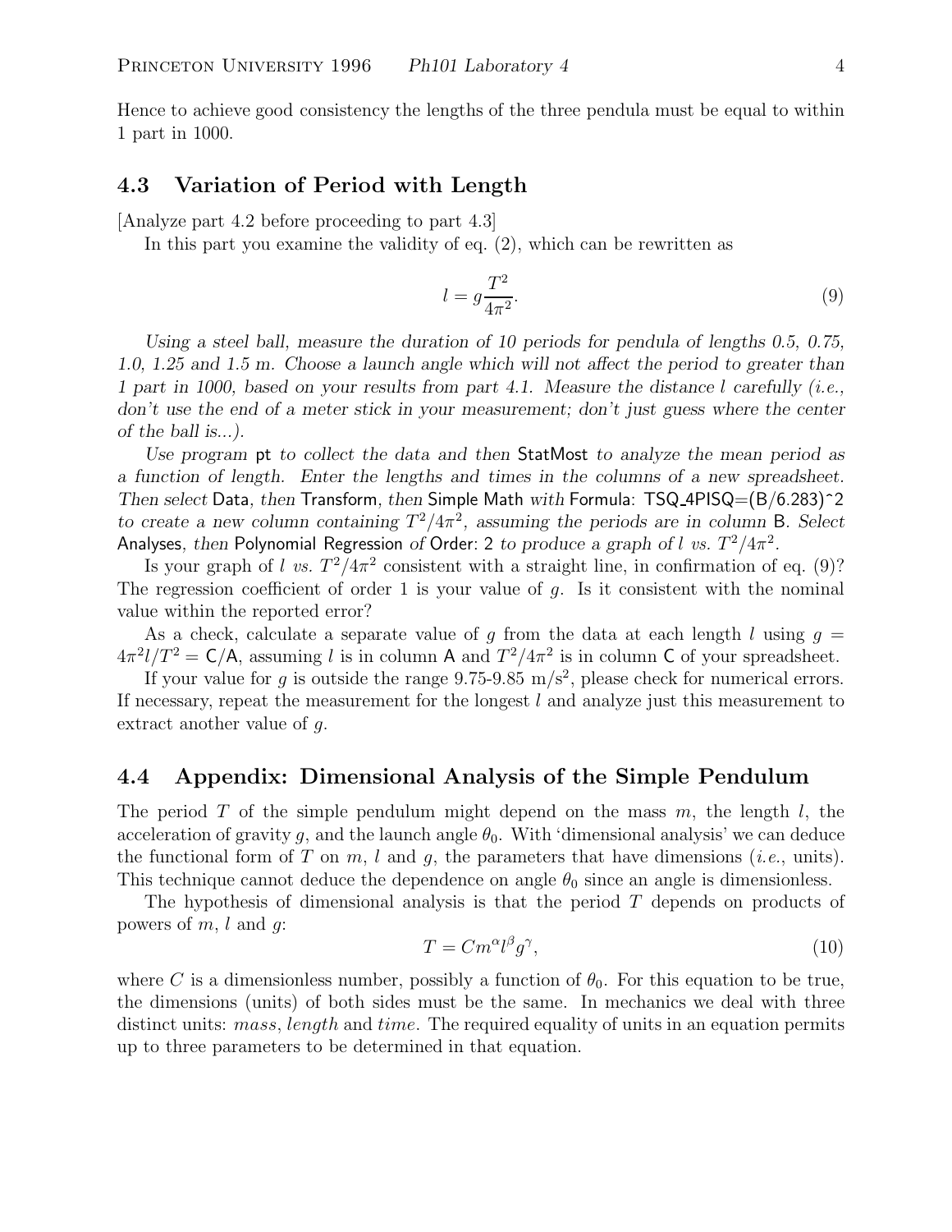Hence to achieve good consistency the lengths of the three pendula must be equal to within 1 part in 1000.

## 4.3 Variation of Period with Length

[Analyze part 4.2 before proceeding to part 4.3]

In this part you examine the validity of eq. (2), which can be rewritten as

$$l = g\frac{T^2}{4\pi^2}. \tag{9}$$

*Using a steel ball, measure the duration of 10 periods for pendula of lengths 0.5, 0.75, 1.0, 1.25 and 1.5 m. Choose a launch angle which will not affect the period to greater than 1 part in 1000, based on your results from part 4.1. Measure the distance $l$ carefully (i.e., don't use the end of a meter stick in your measurement; don't just guess where the center of the ball is...).*

*Use program* pt *to collect the data and then* StatMost *to analyze the mean period as a function of length. Enter the lengths and times in the columns of a new spreadsheet. Then select* Data*, then* Transform*, then* Simple Math *with* Formula: TSQ_4PISQ=(B/6.283)^2 *to create a new column containing $T^2/4\pi^2$, assuming the periods are in column* B*. Select* Analyses*, then* Polynomial Regression *of* Order: 2 *to produce a graph of $l$ vs. $T^2/4\pi^2$.*

Is your graph of $l$ *vs.* $T^2/4\pi^2$ consistent with a straight line, in confirmation of eq. (9)? The regression coefficient of order 1 is your value of $g$. Is it consistent with the nominal value within the reported error?

As a check, calculate a separate value of $g$ from the data at each length $l$ using $g = 4\pi^2 l/T^2 =$ C/A, assuming $l$ is in column A and $T^2/4\pi^2$ is in column C of your spreadsheet.

If your value for $g$ is outside the range 9.75-9.85 m/s$^2$, please check for numerical errors. If necessary, repeat the measurement for the longest $l$ and analyze just this measurement to extract another value of $g$.

## 4.4 Appendix: Dimensional Analysis of the Simple Pendulum

The period $T$ of the simple pendulum might depend on the mass $m$, the length $l$, the acceleration of gravity $g$, and the launch angle $\theta_0$. With 'dimensional analysis' we can deduce the functional form of $T$ on $m$, $l$ and $g$, the parameters that have dimensions (*i.e.*, units). This technique cannot deduce the dependence on angle $\theta_0$ since an angle is dimensionless.

The hypothesis of dimensional analysis is that the period $T$ depends on products of powers of $m$, $l$ and $g$:

$$T = Cm^\alpha l^\beta g^\gamma, \tag{10}$$

where $C$ is a dimensionless number, possibly a function of $\theta_0$. For this equation to be true, the dimensions (units) of both sides must be the same. In mechanics we deal with three distinct units: *mass*, *length* and *time*. The required equality of units in an equation permits up to three parameters to be determined in that equation.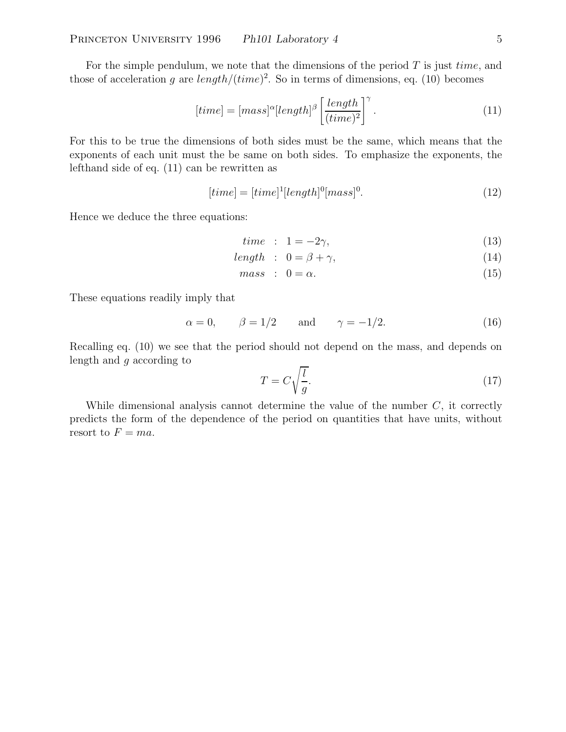For the simple pendulum, we note that the dimensions of the period $T$ is just *time*, and those of acceleration $g$ are $length/(time)^2$. So in terms of dimensions, eq. (10) becomes

$$[time] = [mass]^{\alpha}[length]^{\beta}\left[\frac{length}{(time)^2}\right]^{\gamma}. \tag{11}$$

For this to be true the dimensions of both sides must be the same, which means that the exponents of each unit must the be same on both sides. To emphasize the exponents, the lefthand side of eq. (11) can be rewritten as

$$[time] = [time]^1[length]^0[mass]^0. \tag{12}$$

Hence we deduce the three equations:

$$time \; : \; 1 = -2\gamma, \tag{13}$$

$$length \; : \; 0 = \beta + \gamma, \tag{14}$$

$$mass \; : \; 0 = \alpha. \tag{15}$$

These equations readily imply that

$$\alpha = 0, \qquad \beta = 1/2 \qquad \text{and} \qquad \gamma = -1/2. \tag{16}$$

Recalling eq. (10) we see that the period should not depend on the mass, and depends on length and $g$ according to

$$T = C\sqrt{\frac{l}{g}}. \tag{17}$$

While dimensional analysis cannot determine the value of the number $C$, it correctly predicts the form of the dependence of the period on quantities that have units, without resort to $F = ma$.